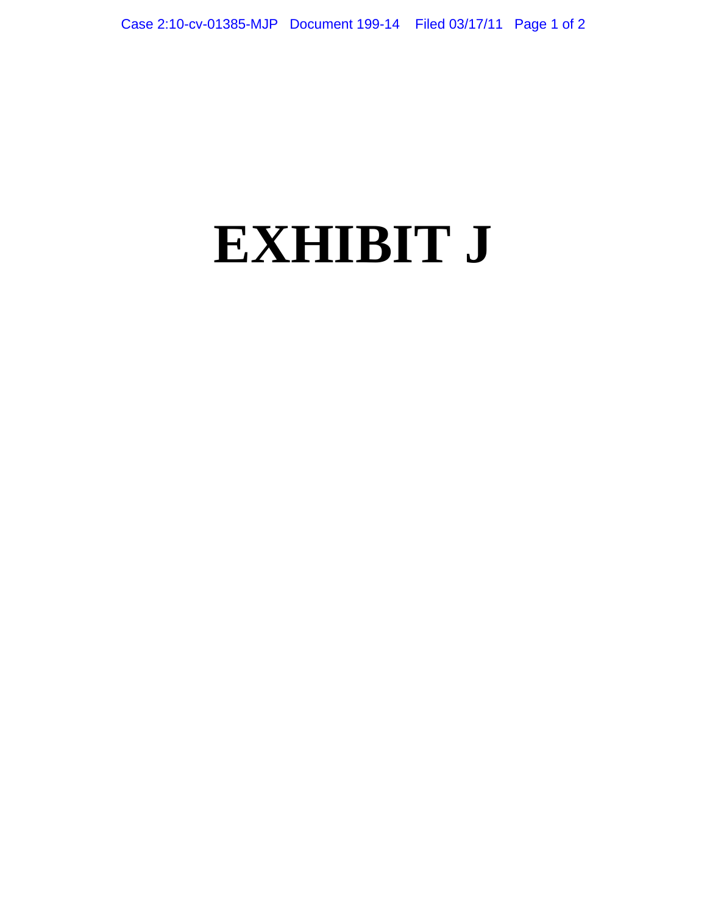# EXHIBIT J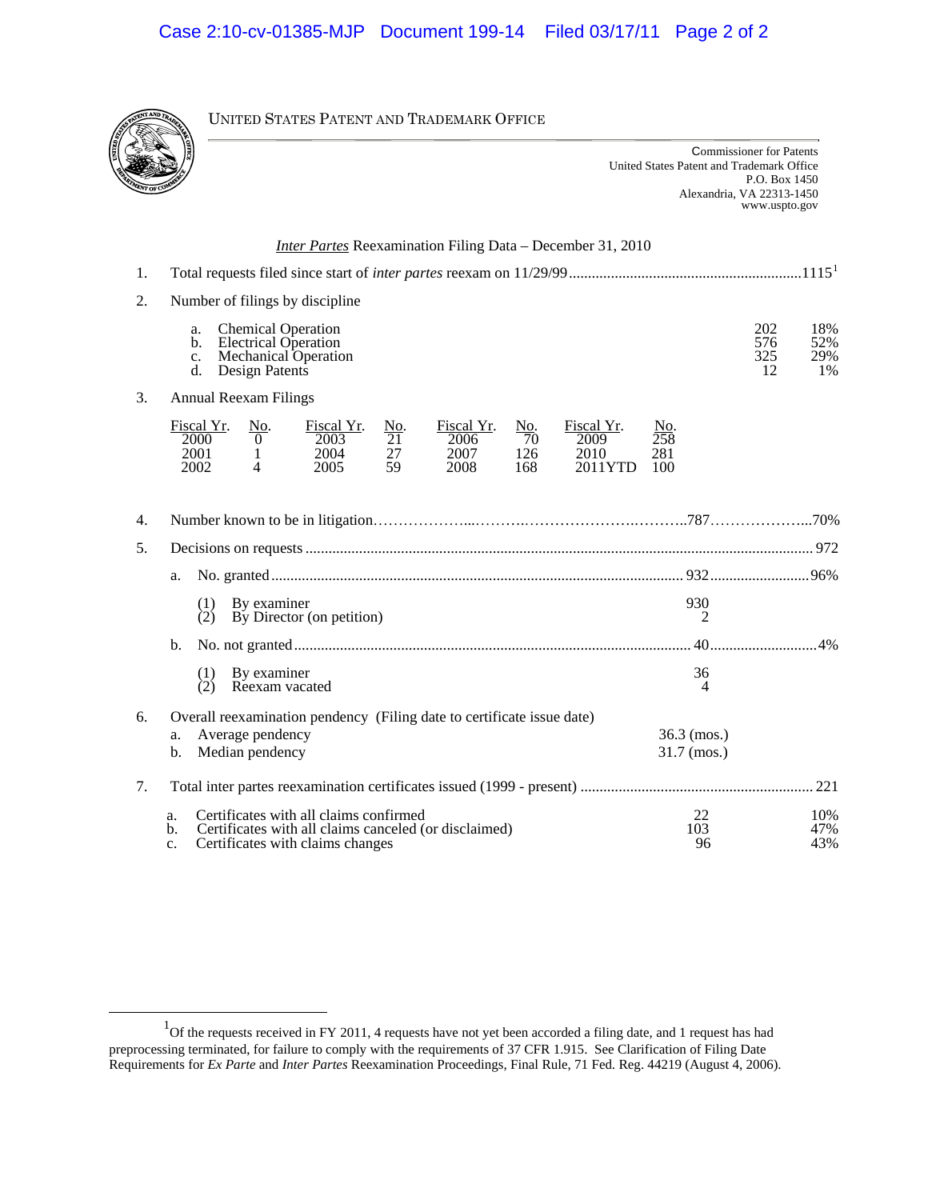UNITED STATES PATENT AND TRADEMARK OFFICE

Commissioner for Patents
United States Patent and Trademark Office
P.O. Box 1450
Alexandria, VA 22313-1450
www.uspto.gov

## *Inter Partes* Reexamination Filing Data – December 31, 2010

1. Total requests filed since start of *inter partes* reexam on 11/29/99 .......... 1115[1]

2. Number of filings by discipline

| | | | |
|---|---|---|---|
| a. | Chemical Operation | 202 | 18% |
| b. | Electrical Operation | 576 | 52% |
| c. | Mechanical Operation | 325 | 29% |
| d. | Design Patents | 12 | 1% |

3. Annual Reexam Filings

| Fiscal Yr. | No. | Fiscal Yr. | No. | Fiscal Yr. | No. | Fiscal Yr. | No. |
|---|---|---|---|---|---|---|---|
| 2000 | 0 | 2003 | 21 | 2006 | 70 | 2009 | 258 |
| 2001 | 1 | 2004 | 27 | 2007 | 126 | 2010 | 281 |
| 2002 | 4 | 2005 | 59 | 2008 | 168 | 2011YTD | 100 |

4. Number known to be in litigation .......... 787 .......... 70%

5. Decisions on requests .......... 972

   a. No. granted .......... 932 .......... 96%

      (1) By examiner — 930
      (2) By Director (on petition) — 2

   b. No. not granted .......... 40 .......... 4%

      (1) By examiner — 36
      (2) Reexam vacated — 4

6. Overall reexamination pendency (Filing date to certificate issue date)

   a. Average pendency — 36.3 (mos.)
   b. Median pendency — 31.7 (mos.)

7. Total inter partes reexamination certificates issued (1999 - present) .......... 221

| | | | |
|---|---|---|---|
| a. | Certificates with all claims confirmed | 22 | 10% |
| b. | Certificates with all claims canceled (or disclaimed) | 103 | 47% |
| c. | Certificates with claims changes | 96 | 43% |

---

[1] Of the requests received in FY 2011, 4 requests have not yet been accorded a filing date, and 1 request has had preprocessing terminated, for failure to comply with the requirements of 37 CFR 1.915. See Clarification of Filing Date Requirements for *Ex Parte* and *Inter Partes* Reexamination Proceedings, Final Rule, 71 Fed. Reg. 44219 (August 4, 2006).